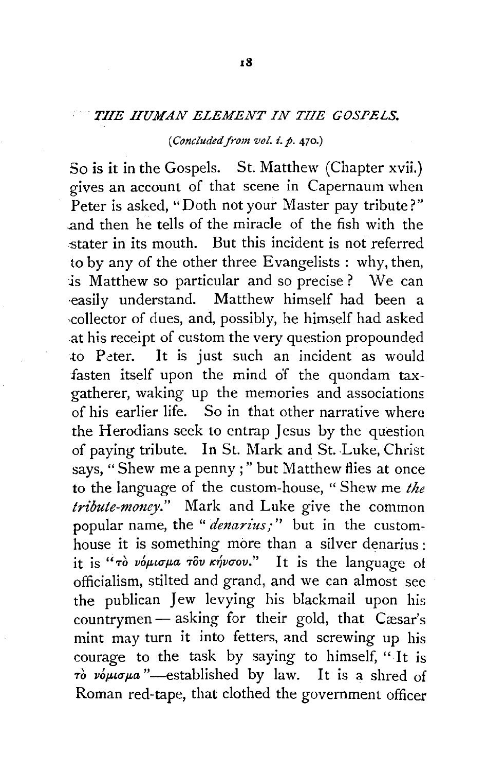## THE HUMAN ELEMENT IN THE GOSPELS.

*(Concluded from vol. i. p. 470.)*

So is it in the Gospels. St. Matthew (Chapter xvii.) gives an account of that scene in Capernaum when Peter is asked, "Doth not your Master pay tribute?" and then he tells of the miracle of the fish with the stater in its mouth. But this incident is not referred to by any of the other three Evangelists: why, then, is Matthew so particular and so precise? We can easily understand. Matthew himself had been a collector of dues, and, possibly, he himself had asked at his receipt of custom the very question propounded to Peter. It is just such an incident as would fasten itself upon the mind of the quondam tax-gatherer, waking up the memories and associations of his earlier life. So in that other narrative where the Herodians seek to entrap Jesus by the question of paying tribute. In St. Mark and St. Luke, Christ says, "Shew me a penny;" but Matthew flies at once to the language of the custom-house, "Shew me *the tribute-money*." Mark and Luke give the common popular name, the "*denarius;*" but in the custom-house it is something more than a silver denarius: it is "τὸ νόμισμα τοῦ κήνσου." It is the language of officialism, stilted and grand, and we can almost see the publican Jew levying his blackmail upon his countrymen — asking for their gold, that Cæsar's mint may turn it into fetters, and screwing up his courage to the task by saying to himself, "It is τὸ νόμισμα"—established by law. It is a shred of Roman red-tape, that clothed the government officer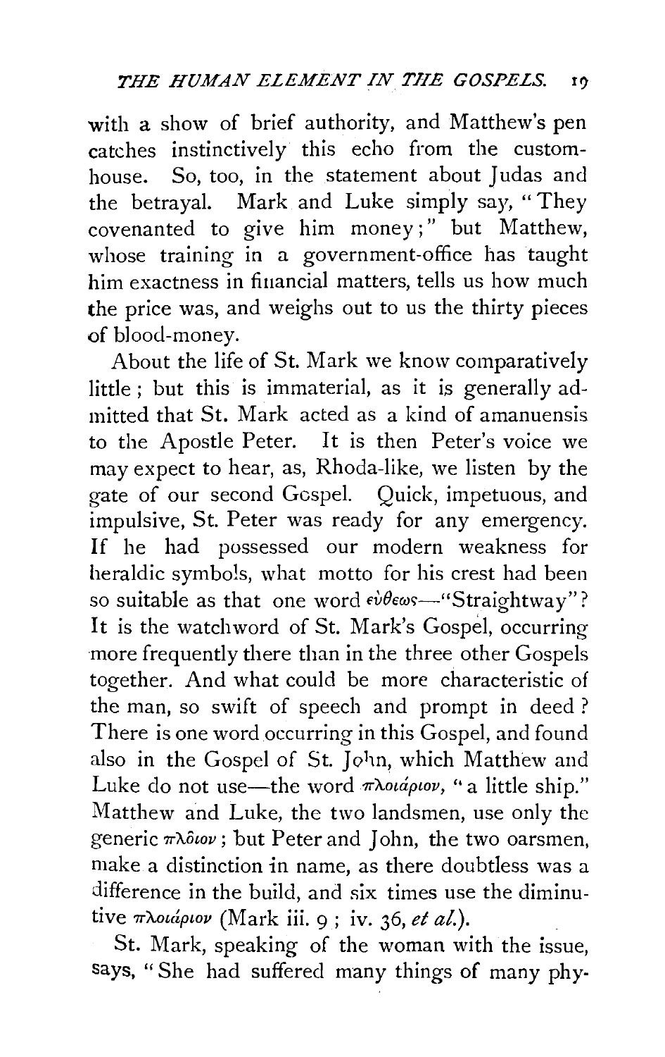with a show of brief authority, and Matthew's pen catches instinctively this echo from the custom-house. So, too, in the statement about Judas and the betrayal. Mark and Luke simply say, "They covenanted to give him money;" but Matthew, whose training in a government-office has taught him exactness in financial matters, tells us how much the price was, and weighs out to us the thirty pieces of blood-money.

About the life of St. Mark we know comparatively little; but this is immaterial, as it is generally admitted that St. Mark acted as a kind of amanuensis to the Apostle Peter. It is then Peter's voice we may expect to hear, as, Rhoda-like, we listen by the gate of our second Gospel. Quick, impetuous, and impulsive, St. Peter was ready for any emergency. If he had possessed our modern weakness for heraldic symbols, what motto for his crest had been so suitable as that one word εὐθέως—"Straightway"? It is the watchword of St. Mark's Gospel, occurring more frequently there than in the three other Gospels together. And what could be more characteristic of the man, so swift of speech and prompt in deed? There is one word occurring in this Gospel, and found also in the Gospel of St. John, which Matthew and Luke do not use—the word πλοιάριον, "a little ship." Matthew and Luke, the two landsmen, use only the generic πλοῖον; but Peter and John, the two oarsmen, make a distinction in name, as there doubtless was a difference in the build, and six times use the diminutive πλοιάριον (Mark iii. 9; iv. 36, *et al.*).

St. Mark, speaking of the woman with the issue, says, "She had suffered many things of many phy-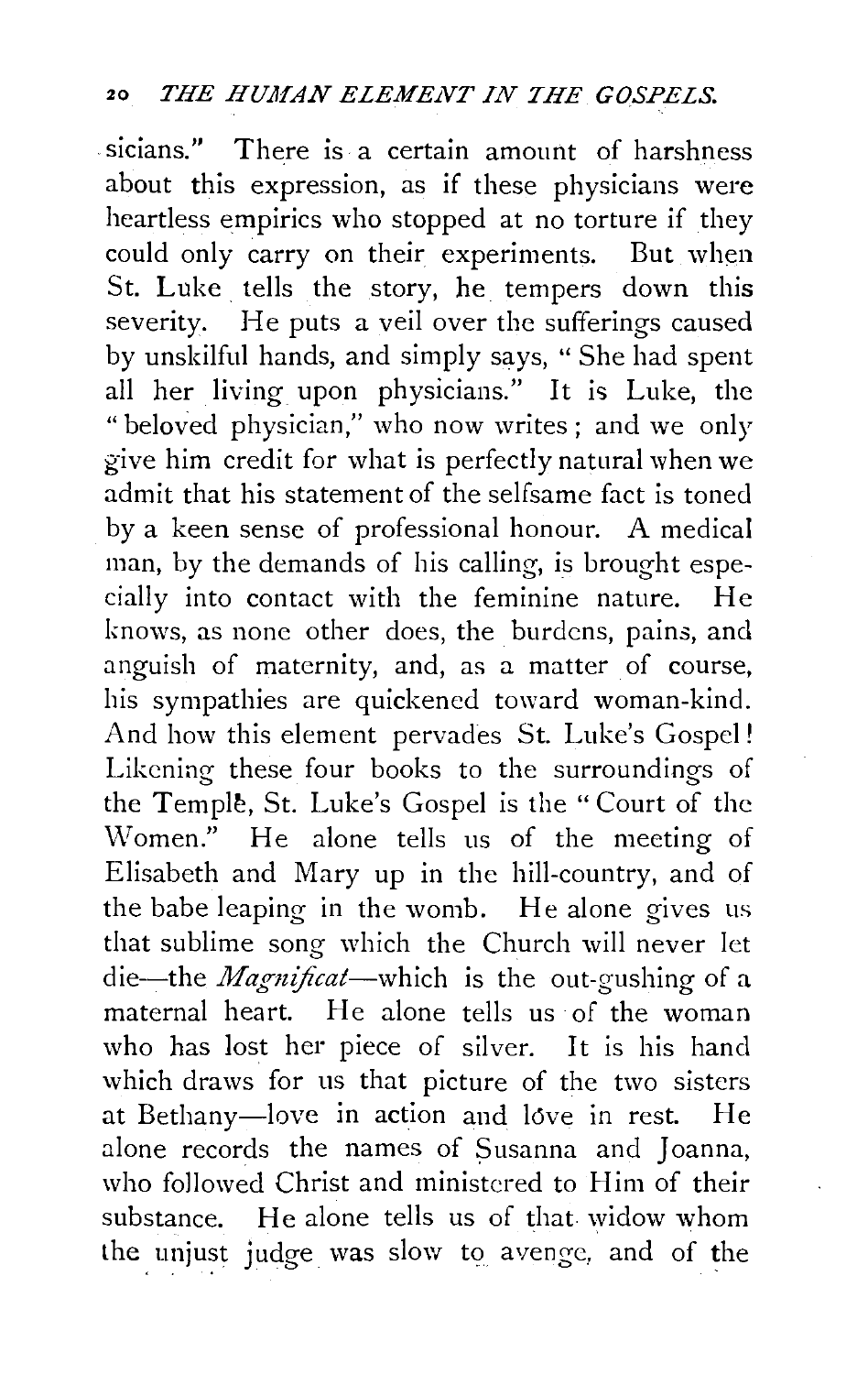sicians." There is a certain amount of harshness about this expression, as if these physicians were heartless empirics who stopped at no torture if they could only carry on their experiments. But when St. Luke tells the story, he tempers down this severity. He puts a veil over the sufferings caused by unskilful hands, and simply says, " She had spent all her living upon physicians." It is Luke, the " beloved physician," who now writes ; and we only give him credit for what is perfectly natural when we admit that his statement of the selfsame fact is toned by a keen sense of professional honour. A medical man, by the demands of his calling, is brought especially into contact with the feminine nature. He knows, as none other does, the burdens, pains, and anguish of maternity, and, as a matter of course, his sympathies are quickened toward woman-kind. And how this element pervades St. Luke's Gospel! Likening these four books to the surroundings of the Temple, St. Luke's Gospel is the " Court of the Women." He alone tells us of the meeting of Elisabeth and Mary up in the hill-country, and of the babe leaping in the womb. He alone gives us that sublime song which the Church will never let die—the *Magnificat*—which is the out-gushing of a maternal heart. He alone tells us of the woman who has lost her piece of silver. It is his hand which draws for us that picture of the two sisters at Bethany—love in action and love in rest. He alone records the names of Susanna and Joanna, who followed Christ and ministered to Him of their substance. He alone tells us of that widow whom the unjust judge was slow to avenge, and of the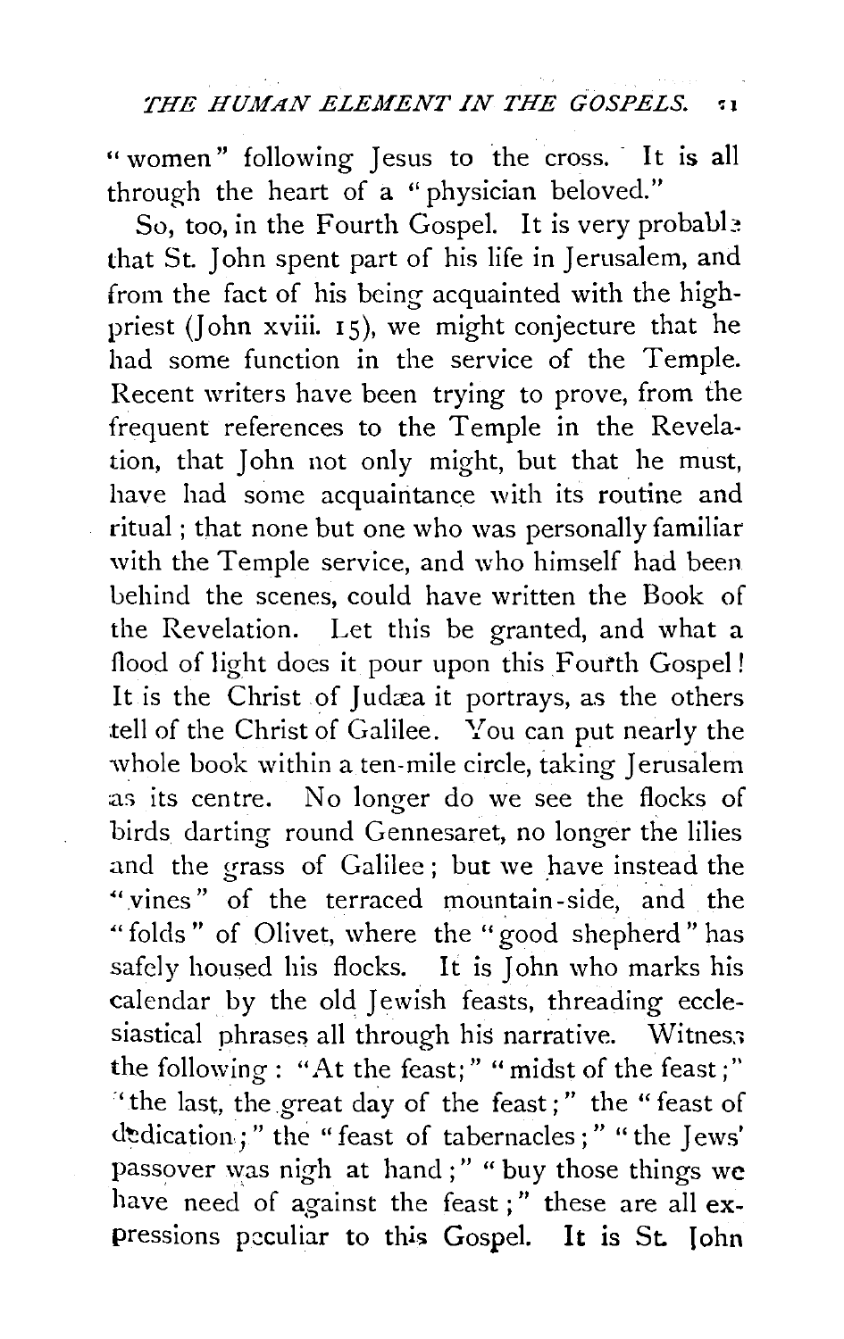"women" following Jesus to the cross. It is all through the heart of a "physician beloved."

So, too, in the Fourth Gospel. It is very probable that St. John spent part of his life in Jerusalem, and from the fact of his being acquainted with the high-priest (John xviii. 15), we might conjecture that he had some function in the service of the Temple. Recent writers have been trying to prove, from the frequent references to the Temple in the Revelation, that John not only might, but that he must, have had some acquaintance with its routine and ritual; that none but one who was personally familiar with the Temple service, and who himself had been behind the scenes, could have written the Book of the Revelation. Let this be granted, and what a flood of light does it pour upon this Fourth Gospel! It is the Christ of Judæa it portrays, as the others tell of the Christ of Galilee. You can put nearly the whole book within a ten-mile circle, taking Jerusalem as its centre. No longer do we see the flocks of birds darting round Gennesaret, no longer the lilies and the grass of Galilee; but we have instead the "vines" of the terraced mountain-side, and the "folds" of Olivet, where the "good shepherd" has safely housed his flocks. It is John who marks his calendar by the old Jewish feasts, threading ecclesiastical phrases all through his narrative. Witness the following: "At the feast;" "midst of the feast;" "the last, the great day of the feast;" the "feast of dedication;" the "feast of tabernacles;" "the Jews' passover was nigh at hand;" "buy those things we have need of against the feast;" these are all expressions peculiar to this Gospel. It is St. John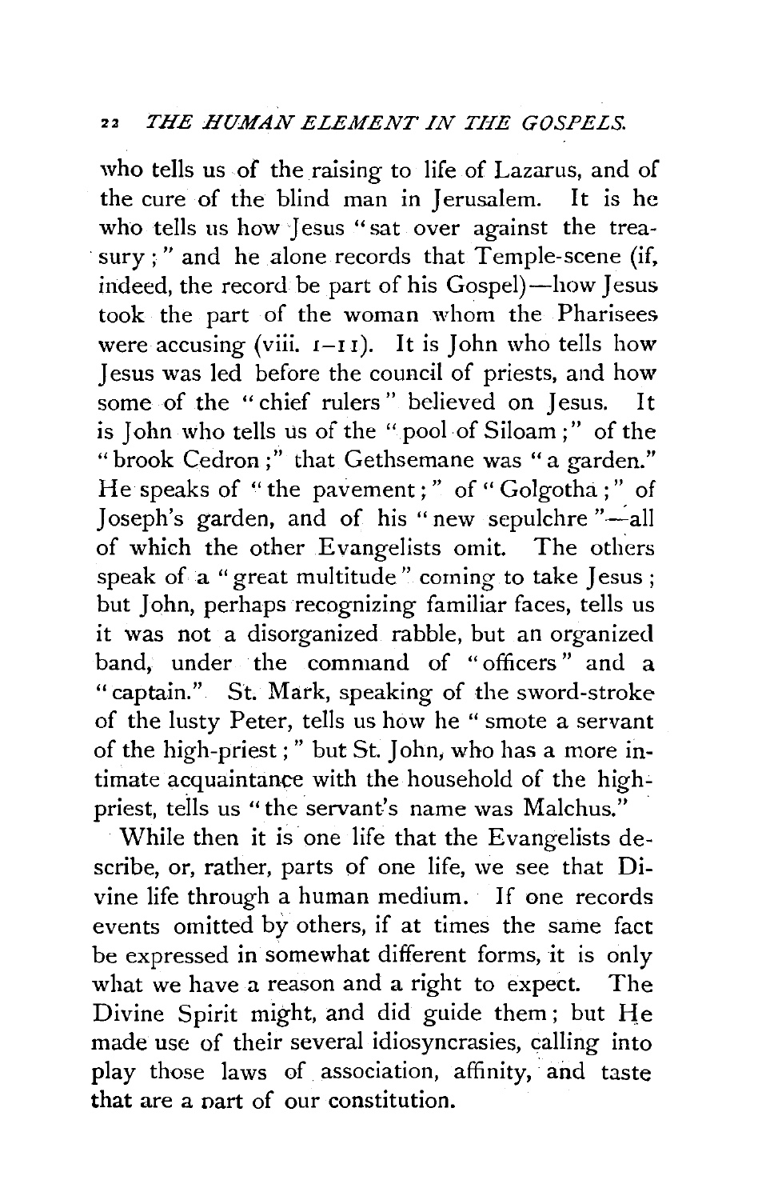who tells us of the raising to life of Lazarus, and of the cure of the blind man in Jerusalem. It is he who tells us how Jesus "sat over against the treasury;" and he alone records that Temple-scene (if, indeed, the record be part of his Gospel)—how Jesus took the part of the woman whom the Pharisees were accusing (viii. 1–11). It is John who tells how Jesus was led before the council of priests, and how some of the "chief rulers" believed on Jesus. It is John who tells us of the "pool of Siloam;" of the "brook Cedron;" that Gethsemane was "a garden." He speaks of "the pavement;" of "Golgotha;" of Joseph's garden, and of his "new sepulchre"—all of which the other Evangelists omit. The others speak of a "great multitude" coming to take Jesus; but John, perhaps recognizing familiar faces, tells us it was not a disorganized rabble, but an organized band, under the command of "officers" and a "captain." St. Mark, speaking of the sword-stroke of the lusty Peter, tells us how he "smote a servant of the high-priest;" but St. John, who has a more intimate acquaintance with the household of the high-priest, tells us "the servant's name was Malchus."

While then it is one life that the Evangelists describe, or, rather, parts of one life, we see that Divine life through a human medium. If one records events omitted by others, if at times the same fact be expressed in somewhat different forms, it is only what we have a reason and a right to expect. The Divine Spirit might, and did guide them; but He made use of their several idiosyncrasies, calling into play those laws of association, affinity, and taste that are a part of our constitution.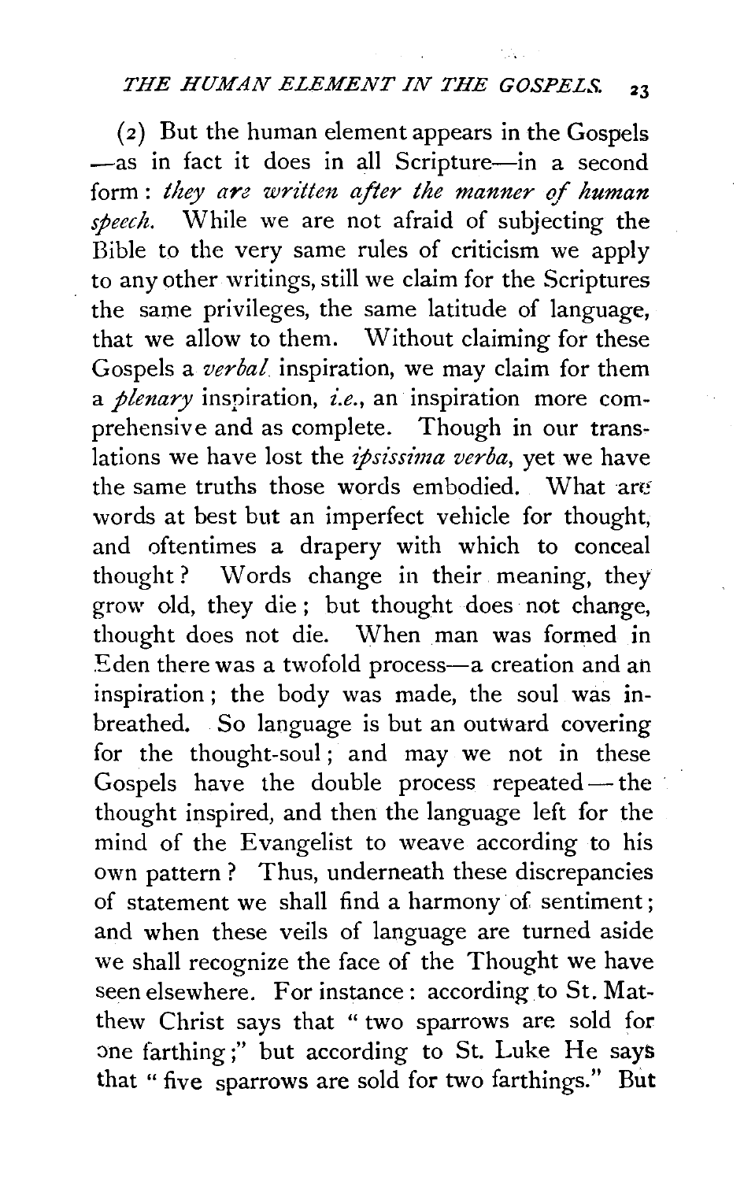(2) But the human element appears in the Gospels —as in fact it does in all Scripture—in a second form: *they are written after the manner of human speech.* While we are not afraid of subjecting the Bible to the very same rules of criticism we apply to any other writings, still we claim for the Scriptures the same privileges, the same latitude of language, that we allow to them. Without claiming for these Gospels a *verbal* inspiration, we may claim for them a *plenary* inspiration, *i.e.*, an inspiration more comprehensive and as complete. Though in our translations we have lost the *ipsissima verba*, yet we have the same truths those words embodied. What are words at best but an imperfect vehicle for thought, and oftentimes a drapery with which to conceal thought? Words change in their meaning, they grow old, they die; but thought does not change, thought does not die. When man was formed in Eden there was a twofold process—a creation and an inspiration; the body was made, the soul was inbreathed. So language is but an outward covering for the thought-soul; and may we not in these Gospels have the double process repeated—the thought inspired, and then the language left for the mind of the Evangelist to weave according to his own pattern? Thus, underneath these discrepancies of statement we shall find a harmony of sentiment; and when these veils of language are turned aside we shall recognize the face of the Thought we have seen elsewhere. For instance: according to St. Matthew Christ says that "two sparrows are sold for one farthing;" but according to St. Luke He says that "five sparrows are sold for two farthings." But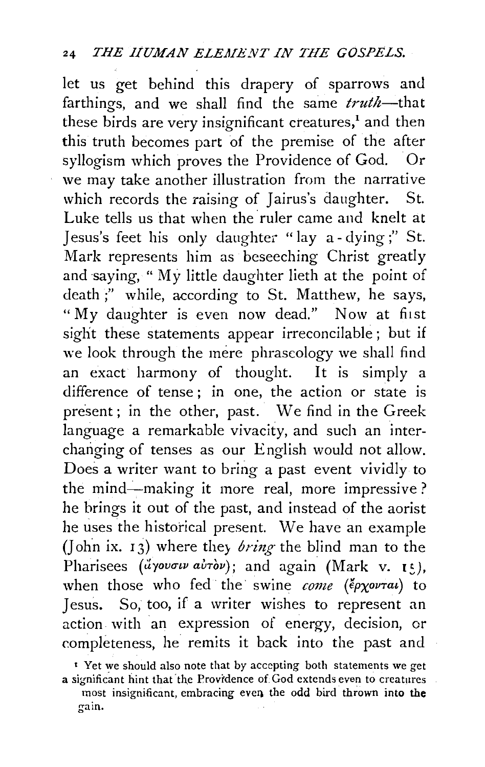let us get behind this drapery of sparrows and farthings, and we shall find the same *truth*—that these birds are very insignificant creatures,[1] and then this truth becomes part of the premise of the after syllogism which proves the Providence of God. Or we may take another illustration from the narrative which records the raising of Jairus's daughter. St. Luke tells us that when the ruler came and knelt at Jesus's feet his only daughter "lay a-dying;" St. Mark represents him as beseeching Christ greatly and saying, "My little daughter lieth at the point of death;" while, according to St. Matthew, he says, "My daughter is even now dead." Now at first sight these statements appear irreconcilable; but if we look through the mere phraseology we shall find an exact harmony of thought. It is simply a difference of tense; in one, the action or state is present; in the other, past. We find in the Greek language a remarkable vivacity, and such an interchanging of tenses as our English would not allow. Does a writer want to bring a past event vividly to the mind—making it more real, more impressive? he brings it out of the past, and instead of the aorist he uses the historical present. We have an example (John ix. 13) where they *bring* the blind man to the Pharisees (ἄγουσιν αὐτὸν); and again (Mark v. 15), when those who fed the swine *come* (ἔρχονται) to Jesus. So, too, if a writer wishes to represent an action with an expression of energy, decision, or completeness, he remits it back into the past and

[1] Yet we should also note that by accepting both statements we get a significant hint that the Providence of God extends even to creatures most insignificant, embracing even the odd bird thrown into the gain.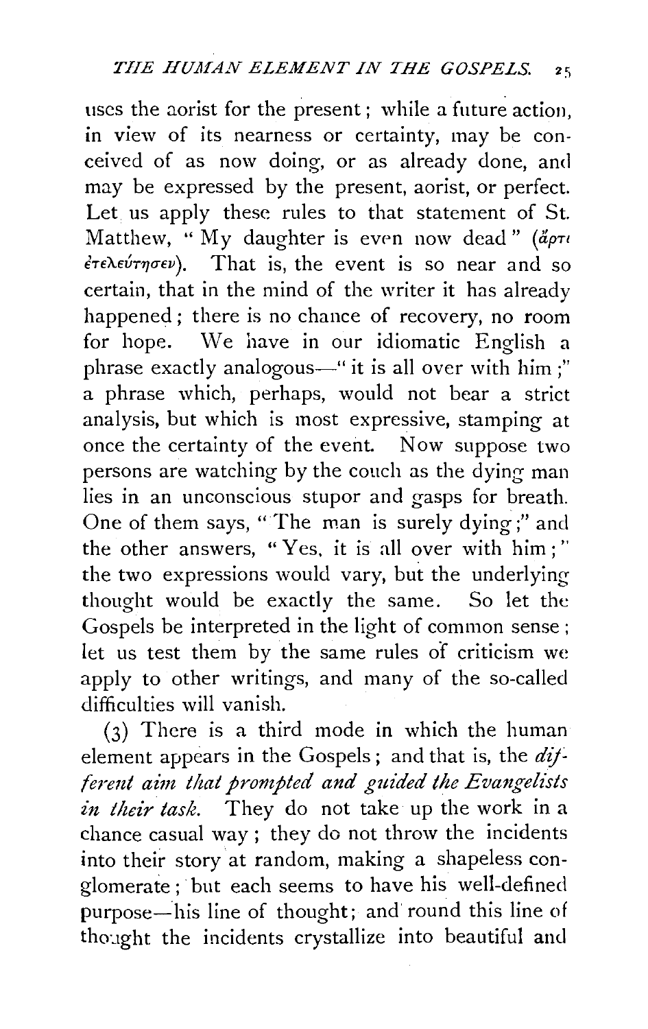uses the aorist for the present; while a future action, in view of its nearness or certainty, may be conceived of as now doing, or as already done, and may be expressed by the present, aorist, or perfect. Let us apply these rules to that statement of St. Matthew, "My daughter is even now dead" (ἄρτι ἐτελεύτησεν). That is, the event is so near and so certain, that in the mind of the writer it has already happened; there is no chance of recovery, no room for hope. We have in our idiomatic English a phrase exactly analogous—"it is all over with him;" a phrase which, perhaps, would not bear a strict analysis, but which is most expressive, stamping at once the certainty of the event. Now suppose two persons are watching by the couch as the dying man lies in an unconscious stupor and gasps for breath. One of them says, "The man is surely dying;" and the other answers, "Yes, it is all over with him;" the two expressions would vary, but the underlying thought would be exactly the same. So let the Gospels be interpreted in the light of common sense; let us test them by the same rules of criticism we apply to other writings, and many of the so-called difficulties will vanish.

(3) There is a third mode in which the human element appears in the Gospels; and that is, the *different aim that prompted and guided the Evangelists in their task.* They do not take up the work in a chance casual way; they do not throw the incidents into their story at random, making a shapeless conglomerate; but each seems to have his well-defined purpose—his line of thought; and round this line of thought the incidents crystallize into beautiful and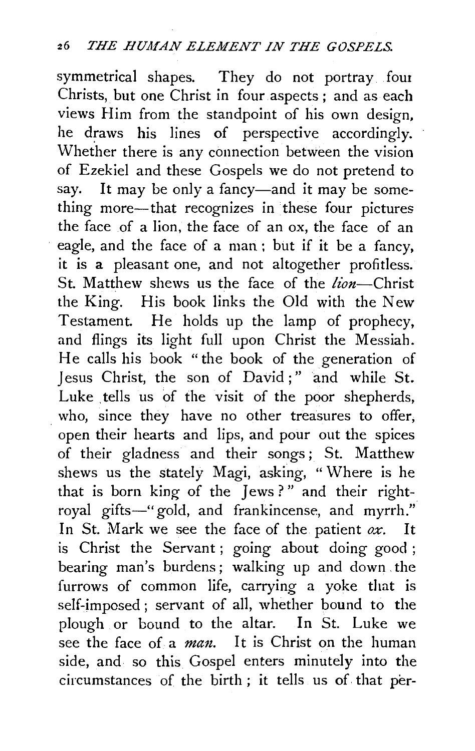symmetrical shapes. They do not portray four Christs, but one Christ in four aspects; and as each views Him from the standpoint of his own design, he draws his lines of perspective accordingly. Whether there is any connection between the vision of Ezekiel and these Gospels we do not pretend to say. It may be only a fancy—and it may be something more—that recognizes in these four pictures the face of a lion, the face of an ox, the face of an eagle, and the face of a man; but if it be a fancy, it is a pleasant one, and not altogether profitless. St. Matthew shews us the face of the *lion*—Christ the King. His book links the Old with the New Testament. He holds up the lamp of prophecy, and flings its light full upon Christ the Messiah. He calls his book "the book of the generation of Jesus Christ, the son of David;" and while St. Luke tells us of the visit of the poor shepherds, who, since they have no other treasures to offer, open their hearts and lips, and pour out the spices of their gladness and their songs; St. Matthew shews us the stately Magi, asking, "Where is he that is born king of the Jews?" and their right-royal gifts—"gold, and frankincense, and myrrh." In St. Mark we see the face of the patient *ox*. It is Christ the Servant; going about doing good; bearing man's burdens; walking up and down the furrows of common life, carrying a yoke that is self-imposed; servant of all, whether bound to the plough or bound to the altar. In St. Luke we see the face of a *man*. It is Christ on the human side, and so this Gospel enters minutely into the circumstances of the birth; it tells us of that per-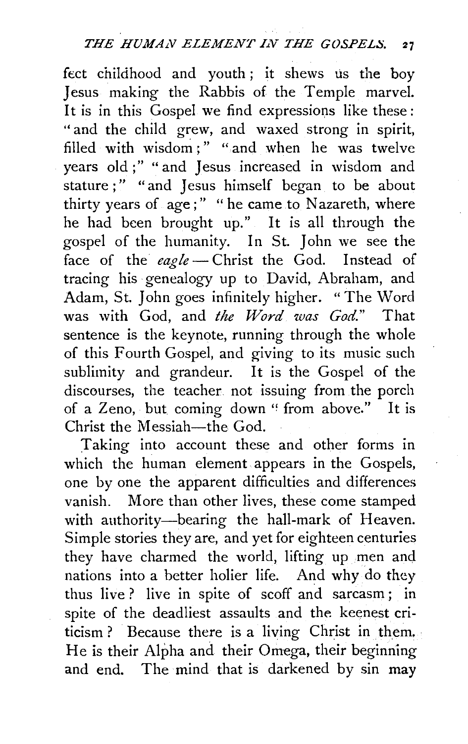fect childhood and youth; it shews us the boy Jesus making the Rabbis of the Temple marvel. It is in this Gospel we find expressions like these: "and the child grew, and waxed strong in spirit, filled with wisdom;" "and when he was twelve years old;" "and Jesus increased in wisdom and stature;" "and Jesus himself began to be about thirty years of age;" "he came to Nazareth, where he had been brought up." It is all through the gospel of the humanity. In St. John we see the face of the *eagle* — Christ the God. Instead of tracing his genealogy up to David, Abraham, and Adam, St. John goes infinitely higher. "The Word was with God, and *the Word was God*." That sentence is the keynote, running through the whole of this Fourth Gospel, and giving to its music such sublimity and grandeur. It is the Gospel of the discourses, the teacher not issuing from the porch of a Zeno, but coming down "from above." It is Christ the Messiah—the God.

Taking into account these and other forms in which the human element appears in the Gospels, one by one the apparent difficulties and differences vanish. More than other lives, these come stamped with authority—bearing the hall-mark of Heaven. Simple stories they are, and yet for eighteen centuries they have charmed the world, lifting up men and nations into a better holier life. And why do they thus live? live in spite of scoff and sarcasm; in spite of the deadliest assaults and the keenest criticism? Because there is a living Christ in them. He is their Alpha and their Omega, their beginning and end. The mind that is darkened by sin may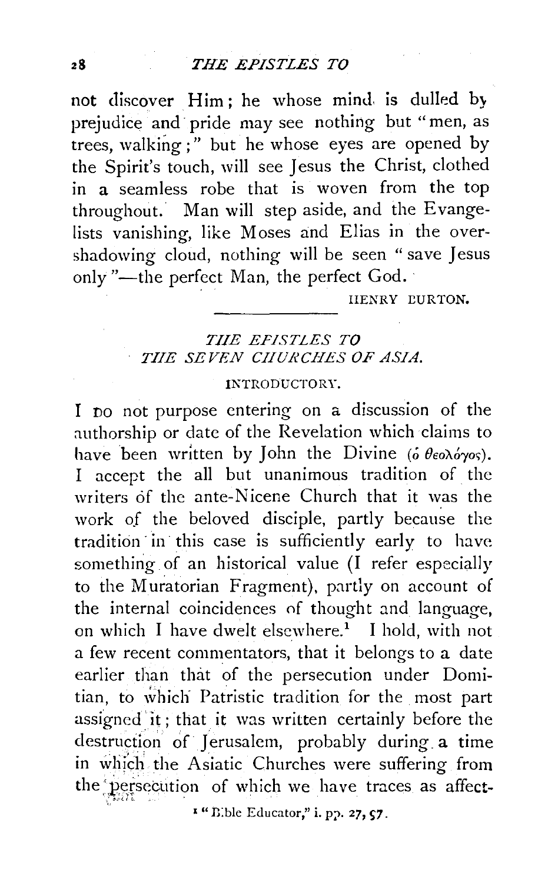not discover Him; he whose mind is dulled by prejudice and pride may see nothing but "men, as trees, walking;" but he whose eyes are opened by the Spirit's touch, will see Jesus the Christ, clothed in a seamless robe that is woven from the top throughout. Man will step aside, and the Evangelists vanishing, like Moses and Elias in the overshadowing cloud, nothing will be seen "save Jesus only"—the perfect Man, the perfect God.

HENRY BURTON.

---

## *THE EPISTLES TO THE SEVEN CHURCHES OF ASIA.*

### INTRODUCTORY.

I DO not purpose entering on a discussion of the authorship or date of the Revelation which claims to have been written by John the Divine (ὁ θεολόγος). I accept the all but unanimous tradition of the writers of the ante-Nicene Church that it was the work of the beloved disciple, partly because the tradition in this case is sufficiently early to have something of an historical value (I refer especially to the Muratorian Fragment), partly on account of the internal coincidences of thought and language, on which I have dwelt elsewhere.[1] I hold, with not a few recent commentators, that it belongs to a date earlier than that of the persecution under Domitian, to which Patristic tradition for the most part assigned it; that it was written certainly before the destruction of Jerusalem, probably during a time in which the Asiatic Churches were suffering from the persecution of which we have traces as affect-

[1] "Bible Educator," i. pp. 27, 57.